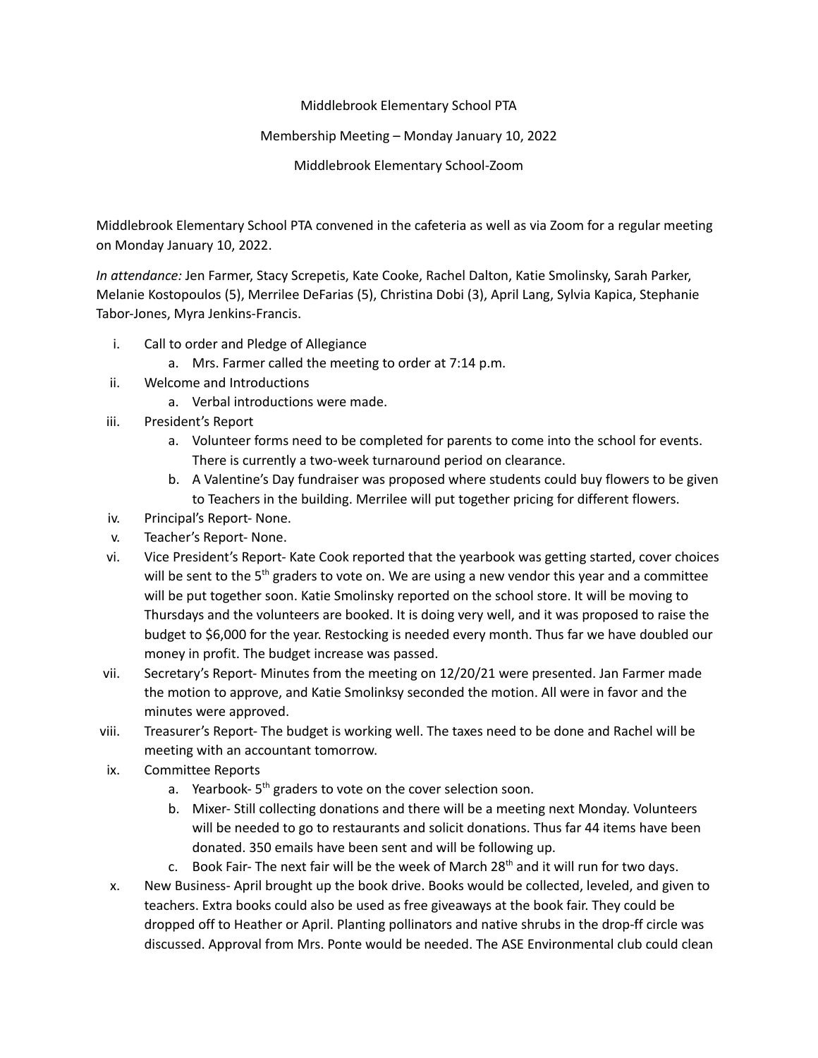Middlebrook Elementary School PTA

Membership Meeting – Monday January 10, 2022

Middlebrook Elementary School-Zoom

Middlebrook Elementary School PTA convened in the cafeteria as well as via Zoom for a regular meeting on Monday January 10, 2022.

*In attendance:* Jen Farmer, Stacy Screpetis, Kate Cooke, Rachel Dalton, Katie Smolinsky, Sarah Parker, Melanie Kostopoulos (5), Merrilee DeFarias (5), Christina Dobi (3), April Lang, Sylvia Kapica, Stephanie Tabor-Jones, Myra Jenkins-Francis.

i. Call to order and Pledge of Allegiance
   a. Mrs. Farmer called the meeting to order at 7:14 p.m.
ii. Welcome and Introductions
   a. Verbal introductions were made.
iii. President's Report
   a. Volunteer forms need to be completed for parents to come into the school for events. There is currently a two-week turnaround period on clearance.
   b. A Valentine's Day fundraiser was proposed where students could buy flowers to be given to Teachers in the building. Merrilee will put together pricing for different flowers.
iv. Principal's Report- None.
v. Teacher's Report- None.
vi. Vice President's Report- Kate Cook reported that the yearbook was getting started, cover choices will be sent to the 5th graders to vote on. We are using a new vendor this year and a committee will be put together soon. Katie Smolinsky reported on the school store. It will be moving to Thursdays and the volunteers are booked. It is doing very well, and it was proposed to raise the budget to $6,000 for the year. Restocking is needed every month. Thus far we have doubled our money in profit. The budget increase was passed.
vii. Secretary's Report- Minutes from the meeting on 12/20/21 were presented. Jan Farmer made the motion to approve, and Katie Smolinksy seconded the motion. All were in favor and the minutes were approved.
viii. Treasurer's Report- The budget is working well. The taxes need to be done and Rachel will be meeting with an accountant tomorrow.
ix. Committee Reports
   a. Yearbook- 5th graders to vote on the cover selection soon.
   b. Mixer- Still collecting donations and there will be a meeting next Monday. Volunteers will be needed to go to restaurants and solicit donations. Thus far 44 items have been donated. 350 emails have been sent and will be following up.
   c. Book Fair- The next fair will be the week of March 28th and it will run for two days.
x. New Business- April brought up the book drive. Books would be collected, leveled, and given to teachers. Extra books could also be used as free giveaways at the book fair. They could be dropped off to Heather or April. Planting pollinators and native shrubs in the drop-ff circle was discussed. Approval from Mrs. Ponte would be needed. The ASE Environmental club could clean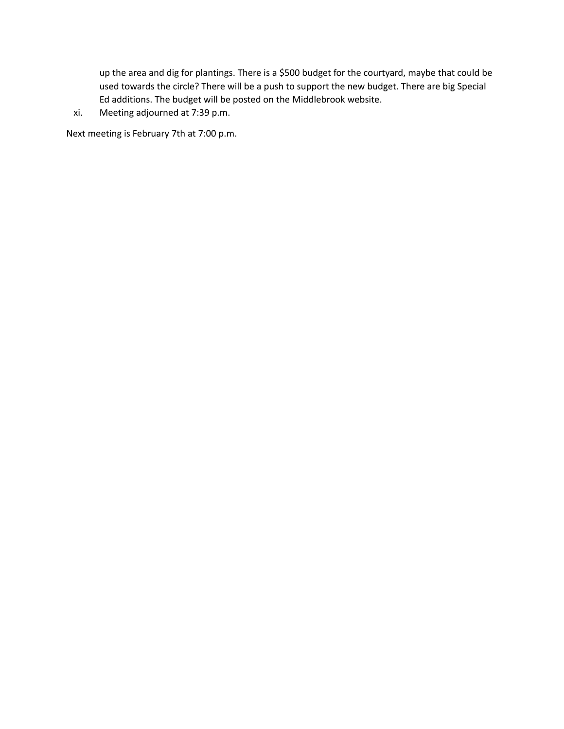up the area and dig for plantings. There is a $500 budget for the courtyard, maybe that could be used towards the circle? There will be a push to support the new budget. There are big Special Ed additions. The budget will be posted on the Middlebrook website.

xi. Meeting adjourned at 7:39 p.m.

Next meeting is February 7th at 7:00 p.m.